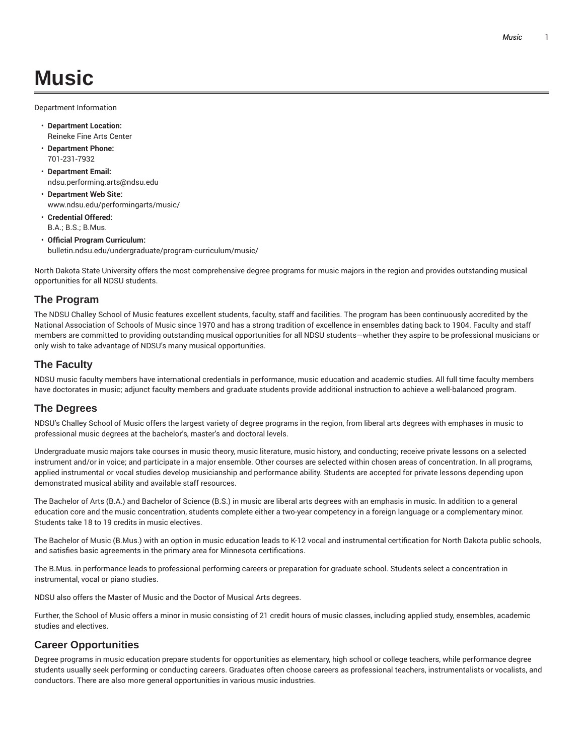# Music

Department Information

- **Department Location:**
  Reineke Fine Arts Center
- **Department Phone:**
  701-231-7932
- **Department Email:**
  ndsu.performing.arts@ndsu.edu
- **Department Web Site:**
  www.ndsu.edu/performingarts/music/
- **Credential Offered:**
  B.A.; B.S.; B.Mus.
- **Official Program Curriculum:**
  bulletin.ndsu.edu/undergraduate/program-curriculum/music/

North Dakota State University offers the most comprehensive degree programs for music majors in the region and provides outstanding musical opportunities for all NDSU students.

## The Program

The NDSU Challey School of Music features excellent students, faculty, staff and facilities. The program has been continuously accredited by the National Association of Schools of Music since 1970 and has a strong tradition of excellence in ensembles dating back to 1904. Faculty and staff members are committed to providing outstanding musical opportunities for all NDSU students—whether they aspire to be professional musicians or only wish to take advantage of NDSU's many musical opportunities.

## The Faculty

NDSU music faculty members have international credentials in performance, music education and academic studies. All full time faculty members have doctorates in music; adjunct faculty members and graduate students provide additional instruction to achieve a well-balanced program.

## The Degrees

NDSU's Challey School of Music offers the largest variety of degree programs in the region, from liberal arts degrees with emphases in music to professional music degrees at the bachelor's, master's and doctoral levels.

Undergraduate music majors take courses in music theory, music literature, music history, and conducting; receive private lessons on a selected instrument and/or in voice; and participate in a major ensemble. Other courses are selected within chosen areas of concentration. In all programs, applied instrumental or vocal studies develop musicianship and performance ability. Students are accepted for private lessons depending upon demonstrated musical ability and available staff resources.

The Bachelor of Arts (B.A.) and Bachelor of Science (B.S.) in music are liberal arts degrees with an emphasis in music. In addition to a general education core and the music concentration, students complete either a two-year competency in a foreign language or a complementary minor. Students take 18 to 19 credits in music electives.

The Bachelor of Music (B.Mus.) with an option in music education leads to K-12 vocal and instrumental certification for North Dakota public schools, and satisfies basic agreements in the primary area for Minnesota certifications.

The B.Mus. in performance leads to professional performing careers or preparation for graduate school. Students select a concentration in instrumental, vocal or piano studies.

NDSU also offers the Master of Music and the Doctor of Musical Arts degrees.

Further, the School of Music offers a minor in music consisting of 21 credit hours of music classes, including applied study, ensembles, academic studies and electives.

## Career Opportunities

Degree programs in music education prepare students for opportunities as elementary, high school or college teachers, while performance degree students usually seek performing or conducting careers. Graduates often choose careers as professional teachers, instrumentalists or vocalists, and conductors. There are also more general opportunities in various music industries.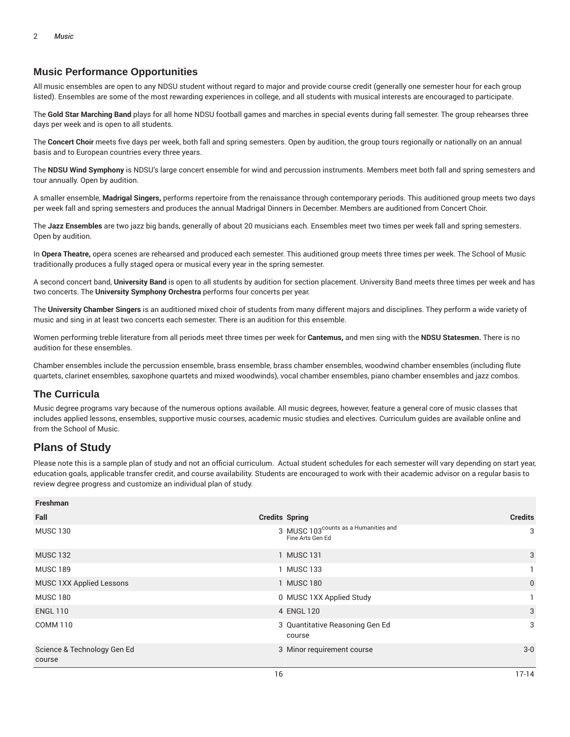## Music Performance Opportunities

All music ensembles are open to any NDSU student without regard to major and provide course credit (generally one semester hour for each group listed). Ensembles are some of the most rewarding experiences in college, and all students with musical interests are encouraged to participate.

The **Gold Star Marching Band** plays for all home NDSU football games and marches in special events during fall semester. The group rehearses three days per week and is open to all students.

The **Concert Choir** meets five days per week, both fall and spring semesters. Open by audition, the group tours regionally or nationally on an annual basis and to European countries every three years.

The **NDSU Wind Symphony** is NDSU's large concert ensemble for wind and percussion instruments. Members meet both fall and spring semesters and tour annually. Open by audition.

A smaller ensemble, **Madrigal Singers,** performs repertoire from the renaissance through contemporary periods. This auditioned group meets two days per week fall and spring semesters and produces the annual Madrigal Dinners in December. Members are auditioned from Concert Choir.

The **Jazz Ensembles** are two jazz big bands, generally of about 20 musicians each. Ensembles meet two times per week fall and spring semesters. Open by audition.

In **Opera Theatre,** opera scenes are rehearsed and produced each semester. This auditioned group meets three times per week. The School of Music traditionally produces a fully staged opera or musical every year in the spring semester.

A second concert band, **University Band** is open to all students by audition for section placement. University Band meets three times per week and has two concerts. The **University Symphony Orchestra** performs four concerts per year.

The **University Chamber Singers** is an auditioned mixed choir of students from many different majors and disciplines. They perform a wide variety of music and sing in at least two concerts each semester. There is an audition for this ensemble.

Women performing treble literature from all periods meet three times per week for **Cantemus,** and men sing with the **NDSU Statesmen.** There is no audition for these ensembles.

Chamber ensembles include the percussion ensemble, brass ensemble, brass chamber ensembles, woodwind chamber ensembles (including flute quartets, clarinet ensembles, saxophone quartets and mixed woodwinds), vocal chamber ensembles, piano chamber ensembles and jazz combos.

## The Curricula

Music degree programs vary because of the numerous options available. All music degrees, however, feature a general core of music classes that includes applied lessons, ensembles, supportive music courses, academic music studies and electives. Curriculum guides are available online and from the School of Music.

## Plans of Study

Please note this is a sample plan of study and not an official curriculum. Actual student schedules for each semester will vary depending on start year, education goals, applicable transfer credit, and course availability. Students are encouraged to work with their academic advisor on a regular basis to review degree progress and customize an individual plan of study.

| Freshman | | | |
|---|---|---|---|
| **Fall** | **Credits** | **Spring** | **Credits** |
| MUSC 130 | 3 | MUSC 103 (counts as a Humanities and Fine Arts Gen Ed) | 3 |
| MUSC 132 | 1 | MUSC 131 | 3 |
| MUSC 189 | 1 | MUSC 133 | 1 |
| MUSC 1XX Applied Lessons | 1 | MUSC 180 | 0 |
| MUSC 180 | 0 | MUSC 1XX Applied Study | 1 |
| ENGL 110 | 4 | ENGL 120 | 3 |
| COMM 110 | 3 | Quantitative Reasoning Gen Ed course | 3 |
| Science & Technology Gen Ed course | 3 | Minor requirement course | 3-0 |
| | 16 | | 17-14 |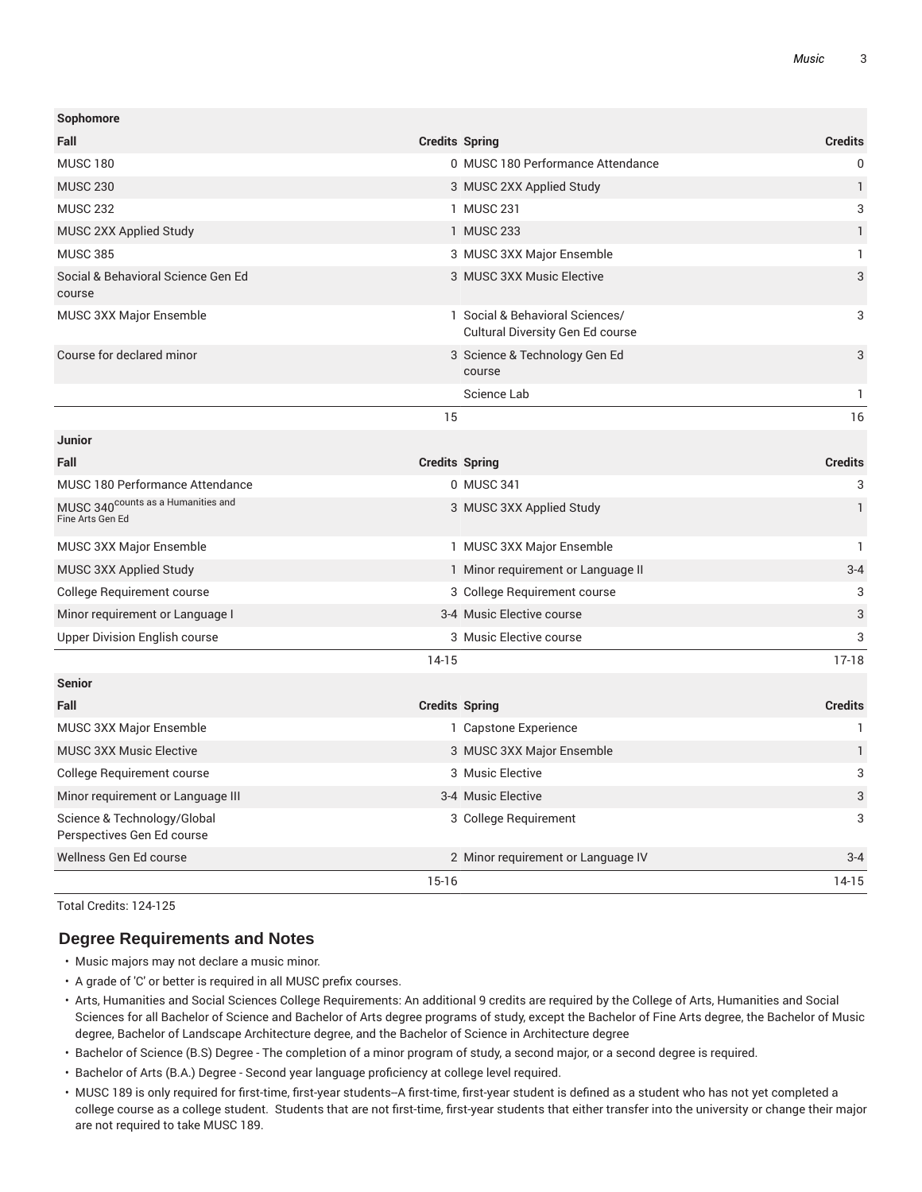| Sophomore | | | |
|---|---|---|---|
| **Fall** | **Credits** | **Spring** | **Credits** |
| MUSC 180 | 0 | MUSC 180 Performance Attendance | 0 |
| MUSC 230 | 3 | MUSC 2XX Applied Study | 1 |
| MUSC 232 | 1 | MUSC 231 | 3 |
| MUSC 2XX Applied Study | 1 | MUSC 233 | 1 |
| MUSC 385 | 3 | MUSC 3XX Major Ensemble | 1 |
| Social & Behavioral Science Gen Ed course | 3 | MUSC 3XX Music Elective | 3 |
| MUSC 3XX Major Ensemble | 1 | Social & Behavioral Sciences/ Cultural Diversity Gen Ed course | 3 |
| Course for declared minor | 3 | Science & Technology Gen Ed course | 3 |
| | | Science Lab | 1 |
| | 15 | | 16 |

| Junior | | | |
|---|---|---|---|
| **Fall** | **Credits** | **Spring** | **Credits** |
| MUSC 180 Performance Attendance | 0 | MUSC 341 | 3 |
| MUSC 340 counts as a Humanities and Fine Arts Gen Ed | 3 | MUSC 3XX Applied Study | 1 |
| MUSC 3XX Major Ensemble | 1 | MUSC 3XX Major Ensemble | 1 |
| MUSC 3XX Applied Study | 1 | Minor requirement or Language II | 3-4 |
| College Requirement course | 3 | College Requirement course | 3 |
| Minor requirement or Language I | 3-4 | Music Elective course | 3 |
| Upper Division English course | 3 | Music Elective course | 3 |
| | 14-15 | | 17-18 |

| Senior | | | |
|---|---|---|---|
| **Fall** | **Credits** | **Spring** | **Credits** |
| MUSC 3XX Major Ensemble | 1 | Capstone Experience | 1 |
| MUSC 3XX Music Elective | 3 | MUSC 3XX Major Ensemble | 1 |
| College Requirement course | 3 | Music Elective | 3 |
| Minor requirement or Language III | 3-4 | Music Elective | 3 |
| Science & Technology/Global Perspectives Gen Ed course | 3 | College Requirement | 3 |
| Wellness Gen Ed course | 2 | Minor requirement or Language IV | 3-4 |
| | 15-16 | | 14-15 |

Total Credits: 124-125

## Degree Requirements and Notes

- Music majors may not declare a music minor.
- A grade of 'C' or better is required in all MUSC prefix courses.
- Arts, Humanities and Social Sciences College Requirements: An additional 9 credits are required by the College of Arts, Humanities and Social Sciences for all Bachelor of Science and Bachelor of Arts degree programs of study, except the Bachelor of Fine Arts degree, the Bachelor of Music degree, Bachelor of Landscape Architecture degree, and the Bachelor of Science in Architecture degree
- Bachelor of Science (B.S) Degree - The completion of a minor program of study, a second major, or a second degree is required.
- Bachelor of Arts (B.A.) Degree - Second year language proficiency at college level required.
- MUSC 189 is only required for first-time, first-year students--A first-time, first-year student is defined as a student who has not yet completed a college course as a college student. Students that are not first-time, first-year students that either transfer into the university or change their major are not required to take MUSC 189.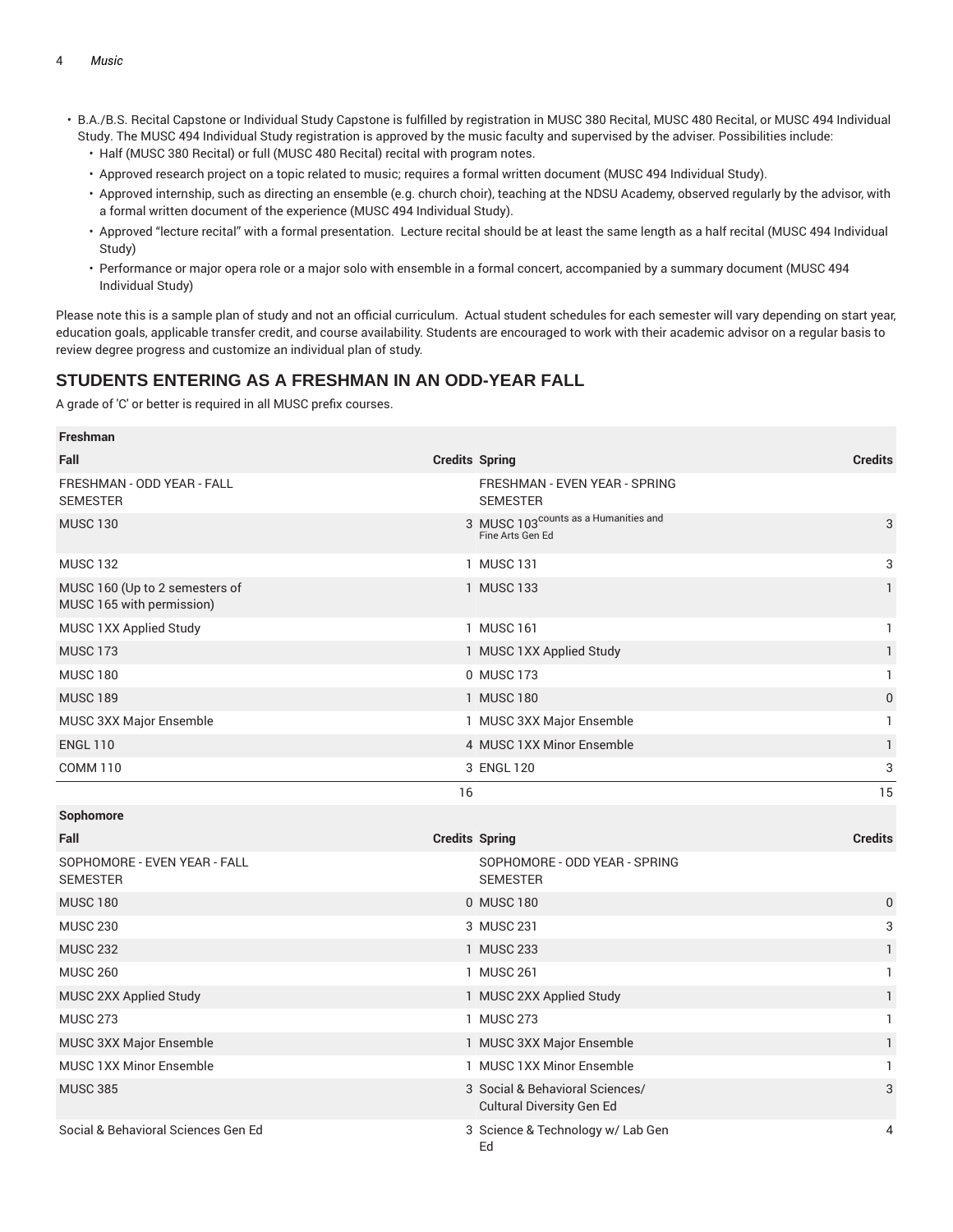- B.A./B.S. Recital Capstone or Individual Study Capstone is fulfilled by registration in MUSC 380 Recital, MUSC 480 Recital, or MUSC 494 Individual Study. The MUSC 494 Individual Study registration is approved by the music faculty and supervised by the adviser. Possibilities include:
  - Half (MUSC 380 Recital) or full (MUSC 480 Recital) recital with program notes.
  - Approved research project on a topic related to music; requires a formal written document (MUSC 494 Individual Study).
  - Approved internship, such as directing an ensemble (e.g. church choir), teaching at the NDSU Academy, observed regularly by the advisor, with a formal written document of the experience (MUSC 494 Individual Study).
  - Approved "lecture recital" with a formal presentation. Lecture recital should be at least the same length as a half recital (MUSC 494 Individual Study)
  - Performance or major opera role or a major solo with ensemble in a formal concert, accompanied by a summary document (MUSC 494 Individual Study)

Please note this is a sample plan of study and not an official curriculum. Actual student schedules for each semester will vary depending on start year, education goals, applicable transfer credit, and course availability. Students are encouraged to work with their academic advisor on a regular basis to review degree progress and customize an individual plan of study.

## STUDENTS ENTERING AS A FRESHMAN IN AN ODD-YEAR FALL

A grade of 'C' or better is required in all MUSC prefix courses.

| Freshman | | | |
|---|---|---|---|
| **Fall** | **Credits** | **Spring** | **Credits** |
| FRESHMAN - ODD YEAR - FALL SEMESTER | | FRESHMAN - EVEN YEAR - SPRING SEMESTER | |
| MUSC 130 | 3 | MUSC 103 counts as a Humanities and Fine Arts Gen Ed | 3 |
| MUSC 132 | 1 | MUSC 131 | 3 |
| MUSC 160 (Up to 2 semesters of MUSC 165 with permission) | 1 | MUSC 133 | 1 |
| MUSC 1XX Applied Study | 1 | MUSC 161 | 1 |
| MUSC 173 | 1 | MUSC 1XX Applied Study | 1 |
| MUSC 180 | 0 | MUSC 173 | 1 |
| MUSC 189 | 1 | MUSC 180 | 0 |
| MUSC 3XX Major Ensemble | 1 | MUSC 3XX Major Ensemble | 1 |
| ENGL 110 | 4 | MUSC 1XX Minor Ensemble | 1 |
| COMM 110 | 3 | ENGL 120 | 3 |
| | 16 | | 15 |

| Sophomore | | | |
|---|---|---|---|
| **Fall** | **Credits** | **Spring** | **Credits** |
| SOPHOMORE - EVEN YEAR - FALL SEMESTER | | SOPHOMORE - ODD YEAR - SPRING SEMESTER | |
| MUSC 180 | 0 | MUSC 180 | 0 |
| MUSC 230 | 3 | MUSC 231 | 3 |
| MUSC 232 | 1 | MUSC 233 | 1 |
| MUSC 260 | 1 | MUSC 261 | 1 |
| MUSC 2XX Applied Study | 1 | MUSC 2XX Applied Study | 1 |
| MUSC 273 | 1 | MUSC 273 | 1 |
| MUSC 3XX Major Ensemble | 1 | MUSC 3XX Major Ensemble | 1 |
| MUSC 1XX Minor Ensemble | 1 | MUSC 1XX Minor Ensemble | 1 |
| MUSC 385 | 3 | Social & Behavioral Sciences/ Cultural Diversity Gen Ed | 3 |
| Social & Behavioral Sciences Gen Ed | 3 | Science & Technology w/ Lab Gen Ed | 4 |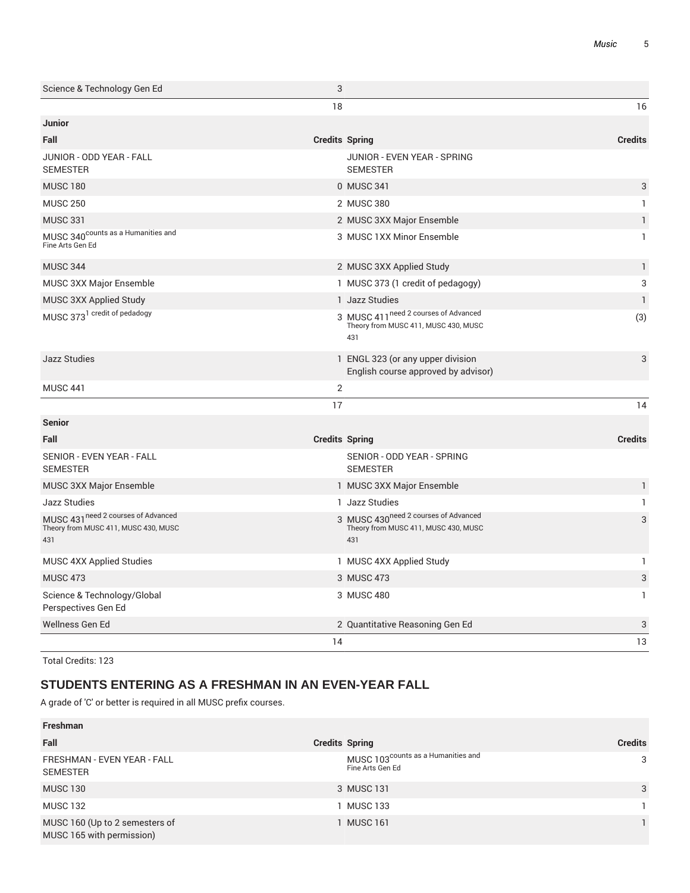| Science & Technology Gen Ed | 3 | | |
|---|---|---|---|
| | 18 | | 16 |

| Junior | | | |
|---|---|---|---|
| **Fall** | **Credits** | **Spring** | **Credits** |
| JUNIOR - ODD YEAR - FALL SEMESTER | | JUNIOR - EVEN YEAR - SPRING SEMESTER | |
| MUSC 180 | 0 | MUSC 341 | 3 |
| MUSC 250 | 2 | MUSC 380 | 1 |
| MUSC 331 | 2 | MUSC 3XX Major Ensemble | 1 |
| MUSC 340 counts as a Humanities and Fine Arts Gen Ed | 3 | MUSC 1XX Minor Ensemble | 1 |
| MUSC 344 | 2 | MUSC 3XX Applied Study | 1 |
| MUSC 3XX Major Ensemble | 1 | MUSC 373 (1 credit of pedagogy) | 3 |
| MUSC 3XX Applied Study | 1 | Jazz Studies | 1 |
| MUSC 373 1 credit of pedadogy | 3 | MUSC 411 need 2 courses of Advanced Theory from MUSC 411, MUSC 430, MUSC 431 | (3) |
| Jazz Studies | 1 | ENGL 323 (or any upper division English course approved by advisor) | 3 |
| MUSC 441 | 2 | | |
| | 17 | | 14 |

| Senior | | | |
|---|---|---|---|
| **Fall** | **Credits** | **Spring** | **Credits** |
| SENIOR - EVEN YEAR - FALL SEMESTER | | SENIOR - ODD YEAR - SPRING SEMESTER | |
| MUSC 3XX Major Ensemble | 1 | MUSC 3XX Major Ensemble | 1 |
| Jazz Studies | 1 | Jazz Studies | 1 |
| MUSC 431 need 2 courses of Advanced Theory from MUSC 411, MUSC 430, MUSC 431 | 3 | MUSC 430 need 2 courses of Advanced Theory from MUSC 411, MUSC 430, MUSC 431 | 3 |
| MUSC 4XX Applied Studies | 1 | MUSC 4XX Applied Study | 1 |
| MUSC 473 | 3 | MUSC 473 | 3 |
| Science & Technology/Global Perspectives Gen Ed | 3 | MUSC 480 | 1 |
| Wellness Gen Ed | 2 | Quantitative Reasoning Gen Ed | 3 |
| | 14 | | 13 |

Total Credits: 123

## STUDENTS ENTERING AS A FRESHMAN IN AN EVEN-YEAR FALL

A grade of 'C' or better is required in all MUSC prefix courses.

| Freshman | | | |
|---|---|---|---|
| **Fall** | **Credits** | **Spring** | **Credits** |
| FRESHMAN - EVEN YEAR - FALL SEMESTER | | MUSC 103 counts as a Humanities and Fine Arts Gen Ed | 3 |
| MUSC 130 | 3 | MUSC 131 | 3 |
| MUSC 132 | 1 | MUSC 133 | 1 |
| MUSC 160 (Up to 2 semesters of MUSC 165 with permission) | 1 | MUSC 161 | 1 |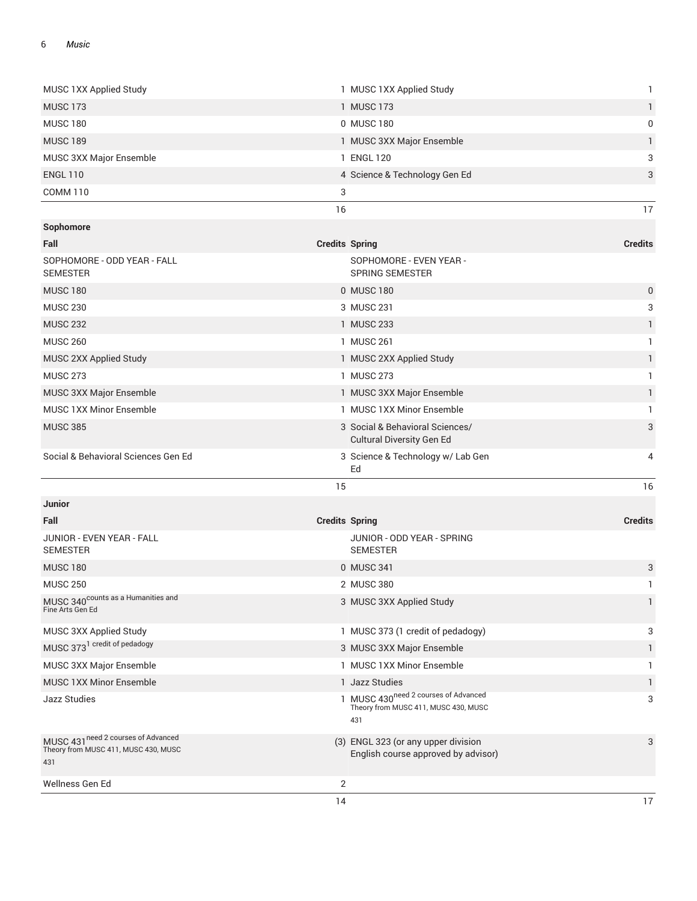| | | | |
|---|---|---|---|
| MUSC 1XX Applied Study | 1 | MUSC 1XX Applied Study | 1 |
| MUSC 173 | 1 | MUSC 173 | 1 |
| MUSC 180 | 0 | MUSC 180 | 0 |
| MUSC 189 | 1 | MUSC 3XX Major Ensemble | 1 |
| MUSC 3XX Major Ensemble | 1 | ENGL 120 | 3 |
| ENGL 110 | 4 | Science & Technology Gen Ed | 3 |
| COMM 110 | 3 | | |
| | 16 | | 17 |

**Sophomore**

| Fall | Credits | Spring | Credits |
|---|---|---|---|
| SOPHOMORE - ODD YEAR - FALL SEMESTER | | SOPHOMORE - EVEN YEAR - SPRING SEMESTER | |
| MUSC 180 | 0 | MUSC 180 | 0 |
| MUSC 230 | 3 | MUSC 231 | 3 |
| MUSC 232 | 1 | MUSC 233 | 1 |
| MUSC 260 | 1 | MUSC 261 | 1 |
| MUSC 2XX Applied Study | 1 | MUSC 2XX Applied Study | 1 |
| MUSC 273 | 1 | MUSC 273 | 1 |
| MUSC 3XX Major Ensemble | 1 | MUSC 3XX Major Ensemble | 1 |
| MUSC 1XX Minor Ensemble | 1 | MUSC 1XX Minor Ensemble | 1 |
| MUSC 385 | 3 | Social & Behavioral Sciences/ Cultural Diversity Gen Ed | 3 |
| Social & Behavioral Sciences Gen Ed | 3 | Science & Technology w/ Lab Gen Ed | 4 |
| | 15 | | 16 |

**Junior**

| Fall | Credits | Spring | Credits |
|---|---|---|---|
| JUNIOR - EVEN YEAR - FALL SEMESTER | | JUNIOR - ODD YEAR - SPRING SEMESTER | |
| MUSC 180 | 0 | MUSC 341 | 3 |
| MUSC 250 | 2 | MUSC 380 | 1 |
| MUSC 340 counts as a Humanities and Fine Arts Gen Ed | 3 | MUSC 3XX Applied Study | 1 |
| MUSC 3XX Applied Study | 1 | MUSC 373 (1 credit of pedagogy) | 3 |
| MUSC 373 1 credit of pedagogy | 3 | MUSC 3XX Major Ensemble | 1 |
| MUSC 3XX Major Ensemble | 1 | MUSC 1XX Minor Ensemble | 1 |
| MUSC 1XX Minor Ensemble | 1 | Jazz Studies | 1 |
| Jazz Studies | 1 | MUSC 430 need 2 courses of Advanced Theory from MUSC 411, MUSC 430, MUSC 431 | 3 |
| MUSC 431 need 2 courses of Advanced Theory from MUSC 411, MUSC 430, MUSC 431 | (3) | ENGL 323 (or any upper division English course approved by advisor) | 3 |
| Wellness Gen Ed | 2 | | |
| | 14 | | 17 |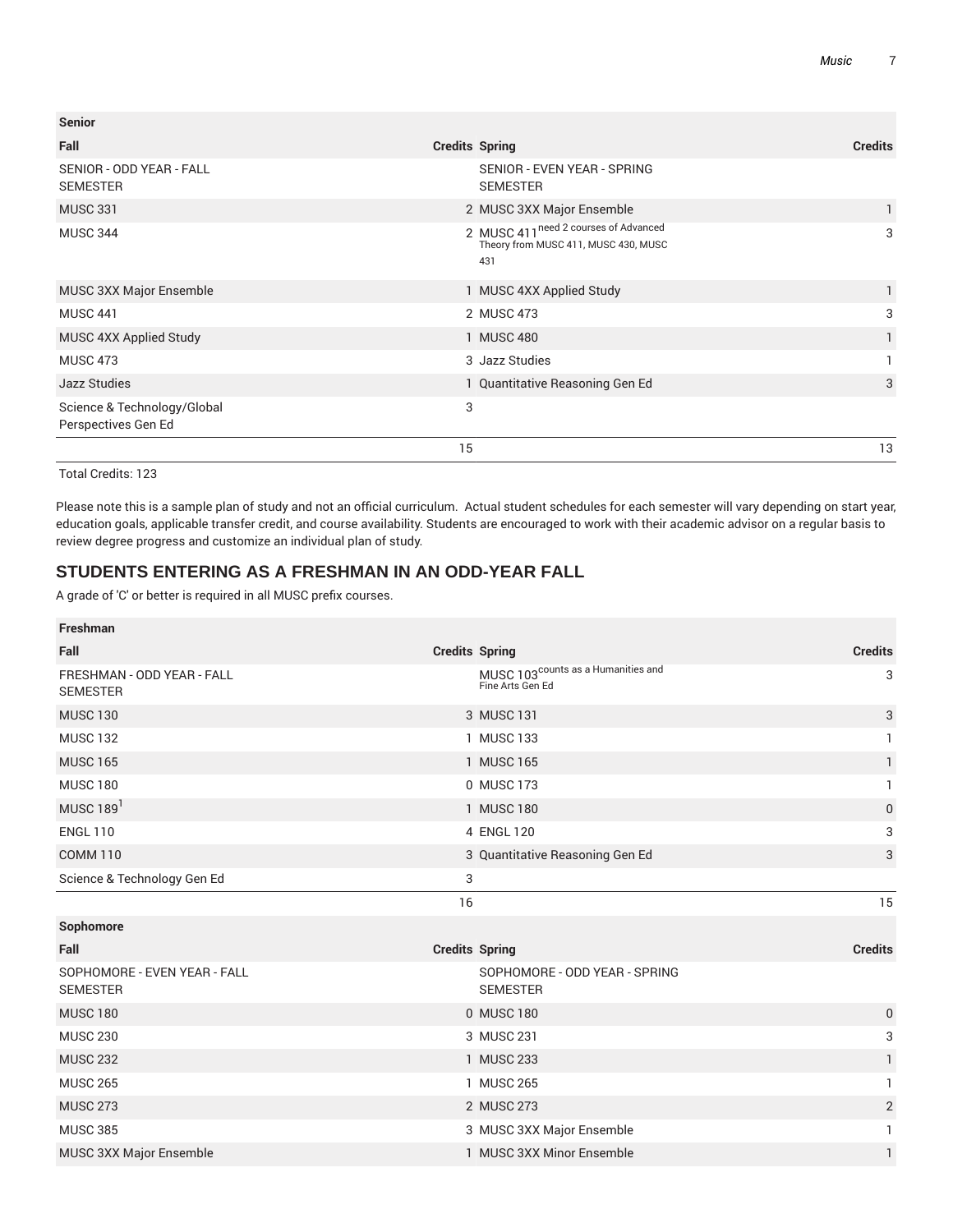| Senior | | | |
|---|---|---|---|
| Fall | Credits | Spring | Credits |
| SENIOR - ODD YEAR - FALL SEMESTER | | SENIOR - EVEN YEAR - SPRING SEMESTER | |
| MUSC 331 | 2 | MUSC 3XX Major Ensemble | 1 |
| MUSC 344 | 2 | MUSC 411 need 2 courses of Advanced Theory from MUSC 411, MUSC 430, MUSC 431 | 3 |
| MUSC 3XX Major Ensemble | 1 | MUSC 4XX Applied Study | 1 |
| MUSC 441 | 2 | MUSC 473 | 3 |
| MUSC 4XX Applied Study | 1 | MUSC 480 | 1 |
| MUSC 473 | 3 | Jazz Studies | 1 |
| Jazz Studies | 1 | Quantitative Reasoning Gen Ed | 3 |
| Science & Technology/Global Perspectives Gen Ed | 3 | | |
| | 15 | | 13 |

Total Credits: 123

Please note this is a sample plan of study and not an official curriculum. Actual student schedules for each semester will vary depending on start year, education goals, applicable transfer credit, and course availability. Students are encouraged to work with their academic advisor on a regular basis to review degree progress and customize an individual plan of study.

## STUDENTS ENTERING AS A FRESHMAN IN AN ODD-YEAR FALL

A grade of 'C' or better is required in all MUSC prefix courses.

| Freshman | | | |
|---|---|---|---|
| Fall | Credits | Spring | Credits |
| FRESHMAN - ODD YEAR - FALL SEMESTER | | MUSC 103 counts as a Humanities and Fine Arts Gen Ed | 3 |
| MUSC 130 | 3 | MUSC 131 | 3 |
| MUSC 132 | 1 | MUSC 133 | 1 |
| MUSC 165 | 1 | MUSC 165 | 1 |
| MUSC 180 | 0 | MUSC 173 | 1 |
| MUSC 189[1] | 1 | MUSC 180 | 0 |
| ENGL 110 | 4 | ENGL 120 | 3 |
| COMM 110 | 3 | Quantitative Reasoning Gen Ed | 3 |
| Science & Technology Gen Ed | 3 | | |
| | 16 | | 15 |
| **Sophomore** | | | |
| Fall | Credits | Spring | Credits |
| SOPHOMORE - EVEN YEAR - FALL SEMESTER | | SOPHOMORE - ODD YEAR - SPRING SEMESTER | |
| MUSC 180 | 0 | MUSC 180 | 0 |
| MUSC 230 | 3 | MUSC 231 | 3 |
| MUSC 232 | 1 | MUSC 233 | 1 |
| MUSC 265 | 1 | MUSC 265 | 1 |
| MUSC 273 | 2 | MUSC 273 | 2 |
| MUSC 385 | 3 | MUSC 3XX Major Ensemble | 1 |
| MUSC 3XX Major Ensemble | 1 | MUSC 3XX Minor Ensemble | 1 |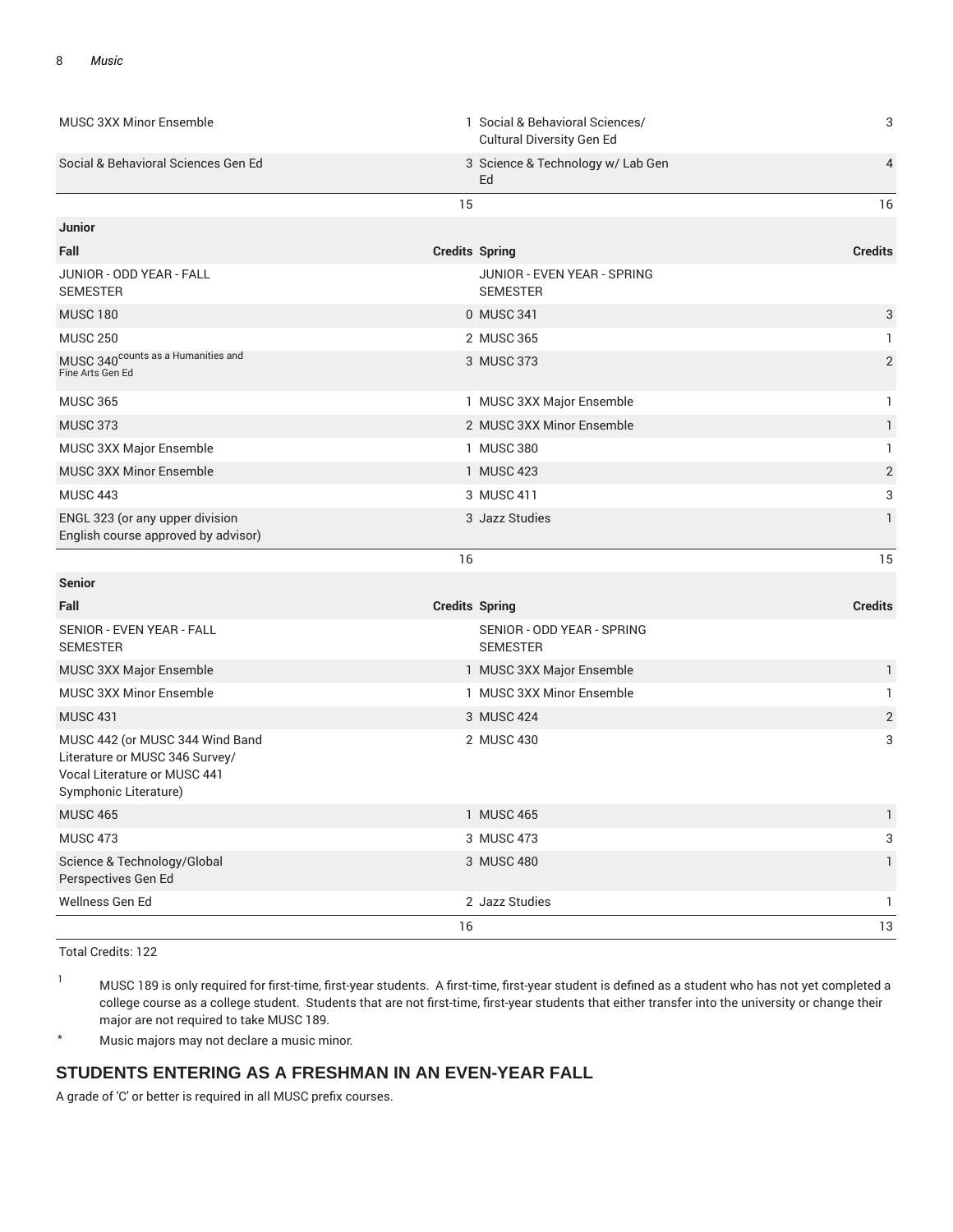| | | | |
|---|---|---|---|
| MUSC 3XX Minor Ensemble | 1 | Social & Behavioral Sciences/ Cultural Diversity Gen Ed | 3 |
| Social & Behavioral Sciences Gen Ed | 3 | Science & Technology w/ Lab Gen Ed | 4 |
| | 15 | | 16 |

**Junior**

| Fall | Credits | Spring | Credits |
|---|---|---|---|
| JUNIOR - ODD YEAR - FALL SEMESTER | | JUNIOR - EVEN YEAR - SPRING SEMESTER | |
| MUSC 180 | 0 | MUSC 341 | 3 |
| MUSC 250 | 2 | MUSC 365 | 1 |
| MUSC 340 counts as a Humanities and Fine Arts Gen Ed | 3 | MUSC 373 | 2 |
| MUSC 365 | 1 | MUSC 3XX Major Ensemble | 1 |
| MUSC 373 | 2 | MUSC 3XX Minor Ensemble | 1 |
| MUSC 3XX Major Ensemble | 1 | MUSC 380 | 1 |
| MUSC 3XX Minor Ensemble | 1 | MUSC 423 | 2 |
| MUSC 443 | 3 | MUSC 411 | 3 |
| ENGL 323 (or any upper division English course approved by advisor) | 3 | Jazz Studies | 1 |
| | 16 | | 15 |

**Senior**

| Fall | Credits | Spring | Credits |
|---|---|---|---|
| SENIOR - EVEN YEAR - FALL SEMESTER | | SENIOR - ODD YEAR - SPRING SEMESTER | |
| MUSC 3XX Major Ensemble | 1 | MUSC 3XX Major Ensemble | 1 |
| MUSC 3XX Minor Ensemble | 1 | MUSC 3XX Minor Ensemble | 1 |
| MUSC 431 | 3 | MUSC 424 | 2 |
| MUSC 442 (or MUSC 344 Wind Band Literature or MUSC 346 Survey/ Vocal Literature or MUSC 441 Symphonic Literature) | 2 | MUSC 430 | 3 |
| MUSC 465 | 1 | MUSC 465 | 1 |
| MUSC 473 | 3 | MUSC 473 | 3 |
| Science & Technology/Global Perspectives Gen Ed | 3 | MUSC 480 | 1 |
| Wellness Gen Ed | 2 | Jazz Studies | 1 |
| | 16 | | 13 |

Total Credits: 122

1. MUSC 189 is only required for first-time, first-year students. A first-time, first-year student is defined as a student who has not yet completed a college course as a college student. Students that are not first-time, first-year students that either transfer into the university or change their major are not required to take MUSC 189.

\* Music majors may not declare a music minor.

## STUDENTS ENTERING AS A FRESHMAN IN AN EVEN-YEAR FALL

A grade of 'C' or better is required in all MUSC prefix courses.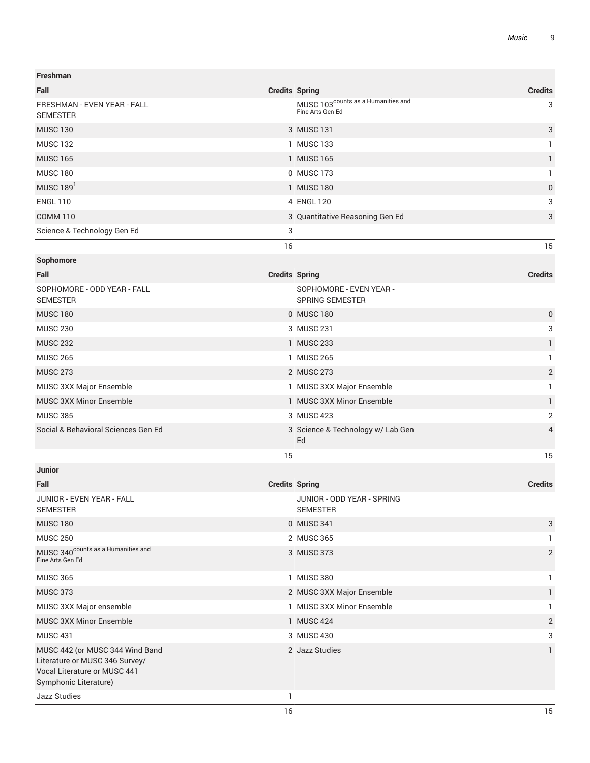| Freshman | | | |
|---|---|---|---|
| Fall | Credits | Spring | Credits |
| FRESHMAN - EVEN YEAR - FALL SEMESTER | | MUSC 103 counts as a Humanities and Fine Arts Gen Ed | 3 |
| MUSC 130 | 3 | MUSC 131 | 3 |
| MUSC 132 | 1 | MUSC 133 | 1 |
| MUSC 165 | 1 | MUSC 165 | 1 |
| MUSC 180 | 0 | MUSC 173 | 1 |
| MUSC 189[1] | 1 | MUSC 180 | 0 |
| ENGL 110 | 4 | ENGL 120 | 3 |
| COMM 110 | 3 | Quantitative Reasoning Gen Ed | 3 |
| Science & Technology Gen Ed | 3 | | |
| | 16 | | 15 |

| Sophomore | | | |
|---|---|---|---|
| Fall | Credits | Spring | Credits |
| SOPHOMORE - ODD YEAR - FALL SEMESTER | | SOPHOMORE - EVEN YEAR - SPRING SEMESTER | |
| MUSC 180 | 0 | MUSC 180 | 0 |
| MUSC 230 | 3 | MUSC 231 | 3 |
| MUSC 232 | 1 | MUSC 233 | 1 |
| MUSC 265 | 1 | MUSC 265 | 1 |
| MUSC 273 | 2 | MUSC 273 | 2 |
| MUSC 3XX Major Ensemble | 1 | MUSC 3XX Major Ensemble | 1 |
| MUSC 3XX Minor Ensemble | 1 | MUSC 3XX Minor Ensemble | 1 |
| MUSC 385 | 3 | MUSC 423 | 2 |
| Social & Behavioral Sciences Gen Ed | 3 | Science & Technology w/ Lab Gen Ed | 4 |
| | 15 | | 15 |

| Junior | | | |
|---|---|---|---|
| Fall | Credits | Spring | Credits |
| JUNIOR - EVEN YEAR - FALL SEMESTER | | JUNIOR - ODD YEAR - SPRING SEMESTER | |
| MUSC 180 | 0 | MUSC 341 | 3 |
| MUSC 250 | 2 | MUSC 365 | 1 |
| MUSC 340 counts as a Humanities and Fine Arts Gen Ed | 3 | MUSC 373 | 2 |
| MUSC 365 | 1 | MUSC 380 | 1 |
| MUSC 373 | 2 | MUSC 3XX Major Ensemble | 1 |
| MUSC 3XX Major ensemble | 1 | MUSC 3XX Minor Ensemble | 1 |
| MUSC 3XX Minor Ensemble | 1 | MUSC 424 | 2 |
| MUSC 431 | 3 | MUSC 430 | 3 |
| MUSC 442 (or MUSC 344 Wind Band Literature or MUSC 346 Survey/ Vocal Literature or MUSC 441 Symphonic Literature) | 2 | Jazz Studies | 1 |
| Jazz Studies | 1 | | |
| | 16 | | 15 |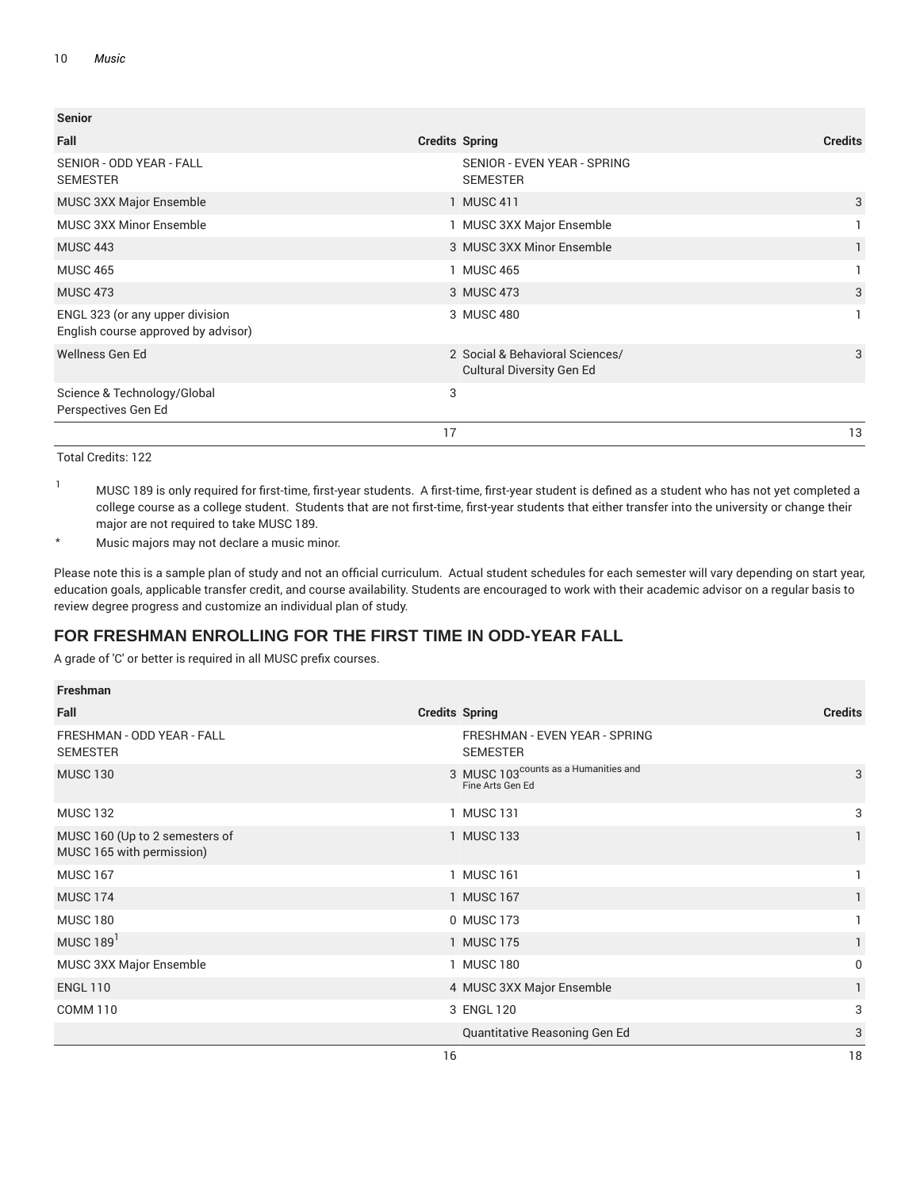| Senior | | | |
|---|---|---|---|
| Fall | Credits | Spring | Credits |
| SENIOR - ODD YEAR - FALL SEMESTER | | SENIOR - EVEN YEAR - SPRING SEMESTER | |
| MUSC 3XX Major Ensemble | 1 | MUSC 411 | 3 |
| MUSC 3XX Minor Ensemble | 1 | MUSC 3XX Major Ensemble | 1 |
| MUSC 443 | 3 | MUSC 3XX Minor Ensemble | 1 |
| MUSC 465 | 1 | MUSC 465 | 1 |
| MUSC 473 | 3 | MUSC 473 | 3 |
| ENGL 323 (or any upper division English course approved by advisor) | 3 | MUSC 480 | 1 |
| Wellness Gen Ed | 2 | Social & Behavioral Sciences/ Cultural Diversity Gen Ed | 3 |
| Science & Technology/Global Perspectives Gen Ed | 3 | | |
| | 17 | | 13 |

Total Credits: 122

[1] MUSC 189 is only required for first-time, first-year students. A first-time, first-year student is defined as a student who has not yet completed a college course as a college student. Students that are not first-time, first-year students that either transfer into the university or change their major are not required to take MUSC 189.

* Music majors may not declare a music minor.

Please note this is a sample plan of study and not an official curriculum. Actual student schedules for each semester will vary depending on start year, education goals, applicable transfer credit, and course availability. Students are encouraged to work with their academic advisor on a regular basis to review degree progress and customize an individual plan of study.

## FOR FRESHMAN ENROLLING FOR THE FIRST TIME IN ODD-YEAR FALL

A grade of 'C' or better is required in all MUSC prefix courses.

| Freshman | | | |
|---|---|---|---|
| Fall | Credits | Spring | Credits |
| FRESHMAN - ODD YEAR - FALL SEMESTER | | FRESHMAN - EVEN YEAR - SPRING SEMESTER | |
| MUSC 130 | 3 | MUSC 103 counts as a Humanities and Fine Arts Gen Ed | 3 |
| MUSC 132 | 1 | MUSC 131 | 3 |
| MUSC 160 (Up to 2 semesters of MUSC 165 with permission) | 1 | MUSC 133 | 1 |
| MUSC 167 | 1 | MUSC 161 | 1 |
| MUSC 174 | 1 | MUSC 167 | 1 |
| MUSC 180 | 0 | MUSC 173 | 1 |
| MUSC 189[1] | 1 | MUSC 175 | 1 |
| MUSC 3XX Major Ensemble | 1 | MUSC 180 | 0 |
| ENGL 110 | 4 | MUSC 3XX Major Ensemble | 1 |
| COMM 110 | 3 | ENGL 120 | 3 |
| | | Quantitative Reasoning Gen Ed | 3 |
| | 16 | | 18 |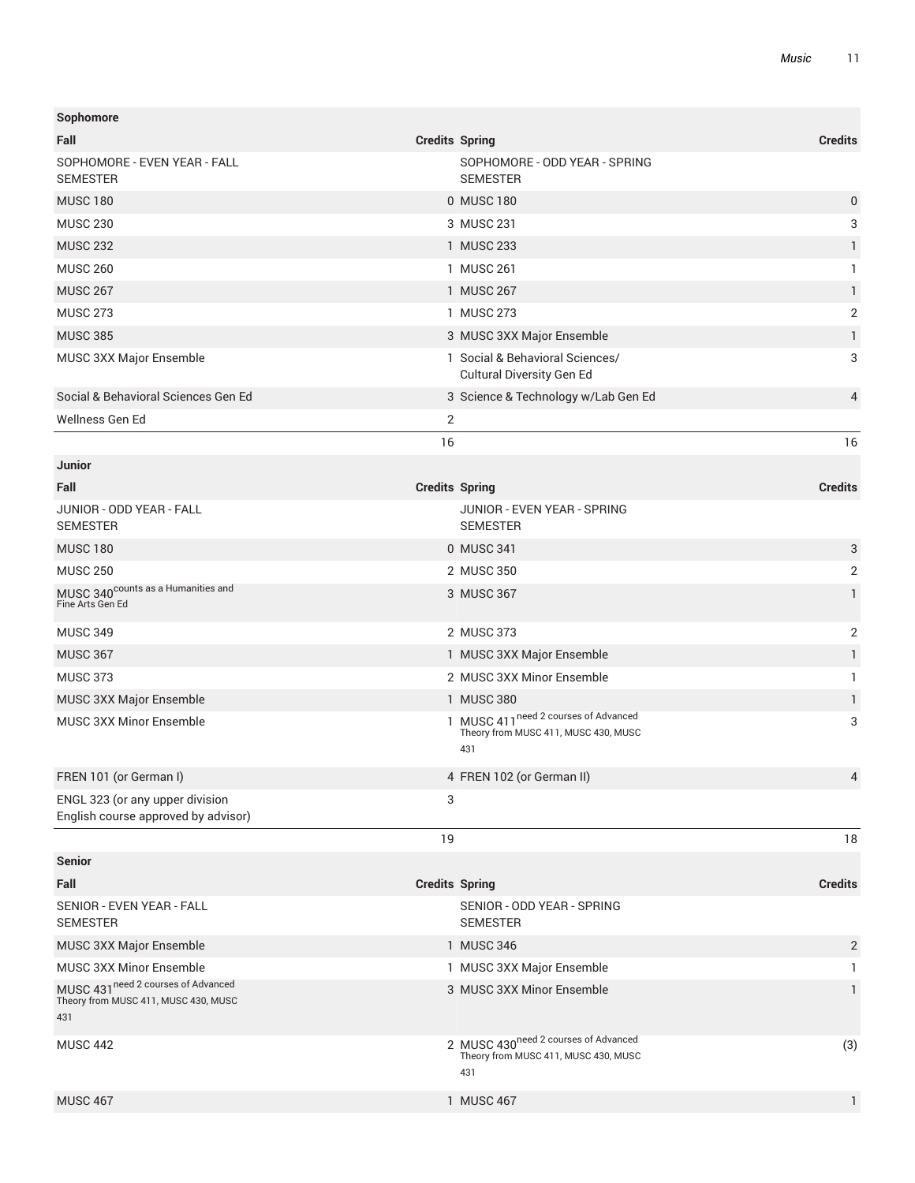| Sophomore | | | |
|---|---|---|---|
| Fall | Credits | Spring | Credits |
| SOPHOMORE - EVEN YEAR - FALL SEMESTER | | SOPHOMORE - ODD YEAR - SPRING SEMESTER | |
| MUSC 180 | 0 | MUSC 180 | 0 |
| MUSC 230 | 3 | MUSC 231 | 3 |
| MUSC 232 | 1 | MUSC 233 | 1 |
| MUSC 260 | 1 | MUSC 261 | 1 |
| MUSC 267 | 1 | MUSC 267 | 1 |
| MUSC 273 | 1 | MUSC 273 | 2 |
| MUSC 385 | 3 | MUSC 3XX Major Ensemble | 1 |
| MUSC 3XX Major Ensemble | 1 | Social & Behavioral Sciences/ Cultural Diversity Gen Ed | 3 |
| Social & Behavioral Sciences Gen Ed | 3 | Science & Technology w/Lab Gen Ed | 4 |
| Wellness Gen Ed | 2 | | |
| | 16 | | 16 |

| Junior | | | |
|---|---|---|---|
| Fall | Credits | Spring | Credits |
| JUNIOR - ODD YEAR - FALL SEMESTER | | JUNIOR - EVEN YEAR - SPRING SEMESTER | |
| MUSC 180 | 0 | MUSC 341 | 3 |
| MUSC 250 | 2 | MUSC 350 | 2 |
| MUSC 340 counts as a Humanities and Fine Arts Gen Ed | 3 | MUSC 367 | 1 |
| MUSC 349 | 2 | MUSC 373 | 2 |
| MUSC 367 | 1 | MUSC 3XX Major Ensemble | 1 |
| MUSC 373 | 2 | MUSC 3XX Minor Ensemble | 1 |
| MUSC 3XX Major Ensemble | 1 | MUSC 380 | 1 |
| MUSC 3XX Minor Ensemble | 1 | MUSC 411 need 2 courses of Advanced Theory from MUSC 411, MUSC 430, MUSC 431 | 3 |
| FREN 101 (or German I) | 4 | FREN 102 (or German II) | 4 |
| ENGL 323 (or any upper division English course approved by advisor) | 3 | | |
| | 19 | | 18 |

| Senior | | | |
|---|---|---|---|
| Fall | Credits | Spring | Credits |
| SENIOR - EVEN YEAR - FALL SEMESTER | | SENIOR - ODD YEAR - SPRING SEMESTER | |
| MUSC 3XX Major Ensemble | 1 | MUSC 346 | 2 |
| MUSC 3XX Minor Ensemble | 1 | MUSC 3XX Major Ensemble | 1 |
| MUSC 431 need 2 courses of Advanced Theory from MUSC 411, MUSC 430, MUSC 431 | 3 | MUSC 3XX Minor Ensemble | 1 |
| MUSC 442 | 2 | MUSC 430 need 2 courses of Advanced Theory from MUSC 411, MUSC 430, MUSC 431 | (3) |
| MUSC 467 | 1 | MUSC 467 | 1 |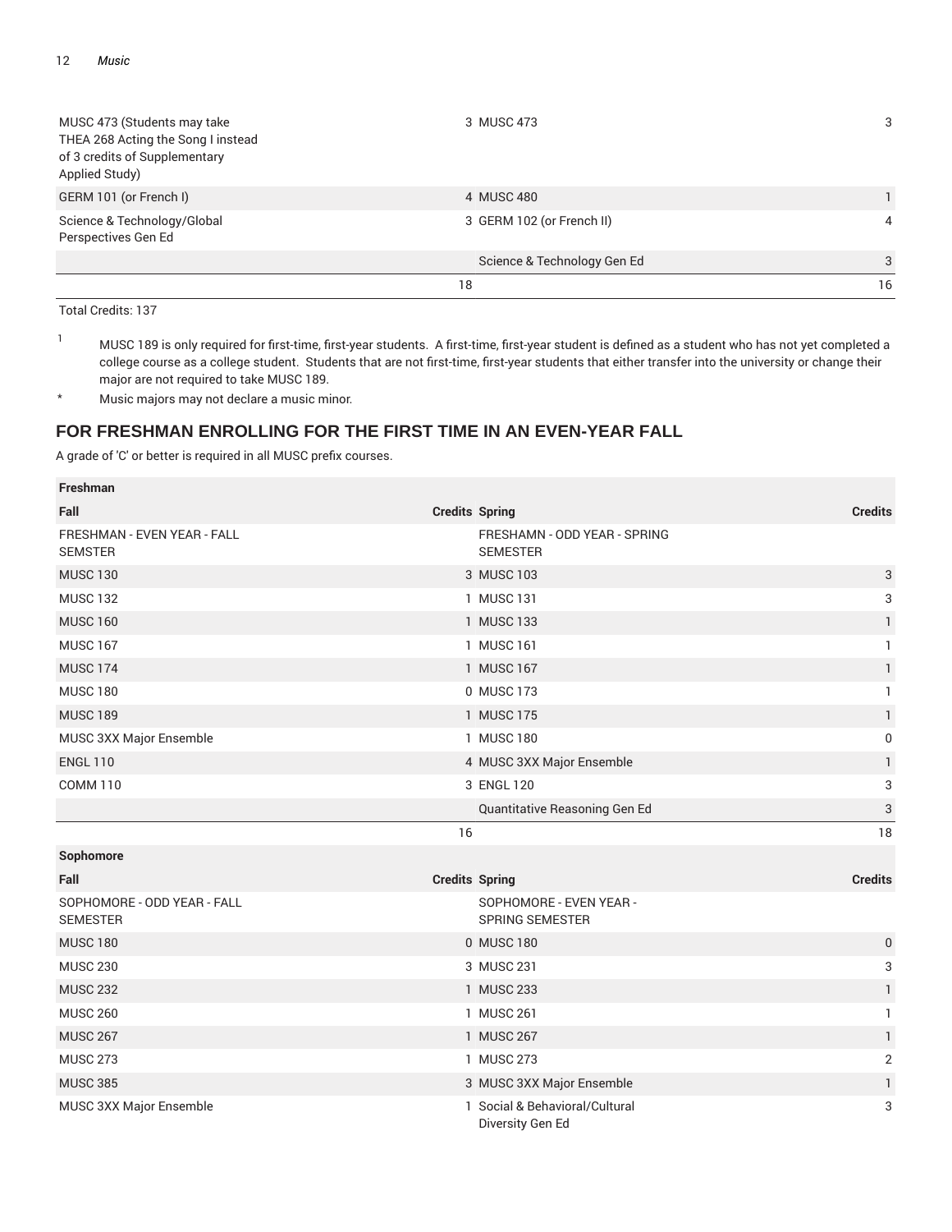| | | | |
|---|---|---|---|
| MUSC 473 (Students may take THEA 268 Acting the Song I instead of 3 credits of Supplementary Applied Study) | 3 | MUSC 473 | 3 |
| GERM 101 (or French I) | 4 | MUSC 480 | 1 |
| Science & Technology/Global Perspectives Gen Ed | 3 | GERM 102 (or French II) | 4 |
| | | Science & Technology Gen Ed | 3 |
| | 18 | | 16 |

Total Credits: 137

[1] MUSC 189 is only required for first-time, first-year students. A first-time, first-year student is defined as a student who has not yet completed a college course as a college student. Students that are not first-time, first-year students that either transfer into the university or change their major are not required to take MUSC 189.

* Music majors may not declare a music minor.

## FOR FRESHMAN ENROLLING FOR THE FIRST TIME IN AN EVEN-YEAR FALL

A grade of 'C' or better is required in all MUSC prefix courses.

| **Freshman** | | | |
|---|---|---|---|
| **Fall** | **Credits** | **Spring** | **Credits** |
| FRESHMAN - EVEN YEAR - FALL SEMSTER | | FRESHAMN - ODD YEAR - SPRING SEMESTER | |
| MUSC 130 | 3 | MUSC 103 | 3 |
| MUSC 132 | 1 | MUSC 131 | 3 |
| MUSC 160 | 1 | MUSC 133 | 1 |
| MUSC 167 | 1 | MUSC 161 | 1 |
| MUSC 174 | 1 | MUSC 167 | 1 |
| MUSC 180 | 0 | MUSC 173 | 1 |
| MUSC 189 | 1 | MUSC 175 | 1 |
| MUSC 3XX Major Ensemble | 1 | MUSC 180 | 0 |
| ENGL 110 | 4 | MUSC 3XX Major Ensemble | 1 |
| COMM 110 | 3 | ENGL 120 | 3 |
| | | Quantitative Reasoning Gen Ed | 3 |
| | 16 | | 18 |
| **Sophomore** | | | |
| **Fall** | **Credits** | **Spring** | **Credits** |
| SOPHOMORE - ODD YEAR - FALL SEMESTER | | SOPHOMORE - EVEN YEAR - SPRING SEMESTER | |
| MUSC 180 | 0 | MUSC 180 | 0 |
| MUSC 230 | 3 | MUSC 231 | 3 |
| MUSC 232 | 1 | MUSC 233 | 1 |
| MUSC 260 | 1 | MUSC 261 | 1 |
| MUSC 267 | 1 | MUSC 267 | 1 |
| MUSC 273 | 1 | MUSC 273 | 2 |
| MUSC 385 | 3 | MUSC 3XX Major Ensemble | 1 |
| MUSC 3XX Major Ensemble | 1 | Social & Behavioral/Cultural Diversity Gen Ed | 3 |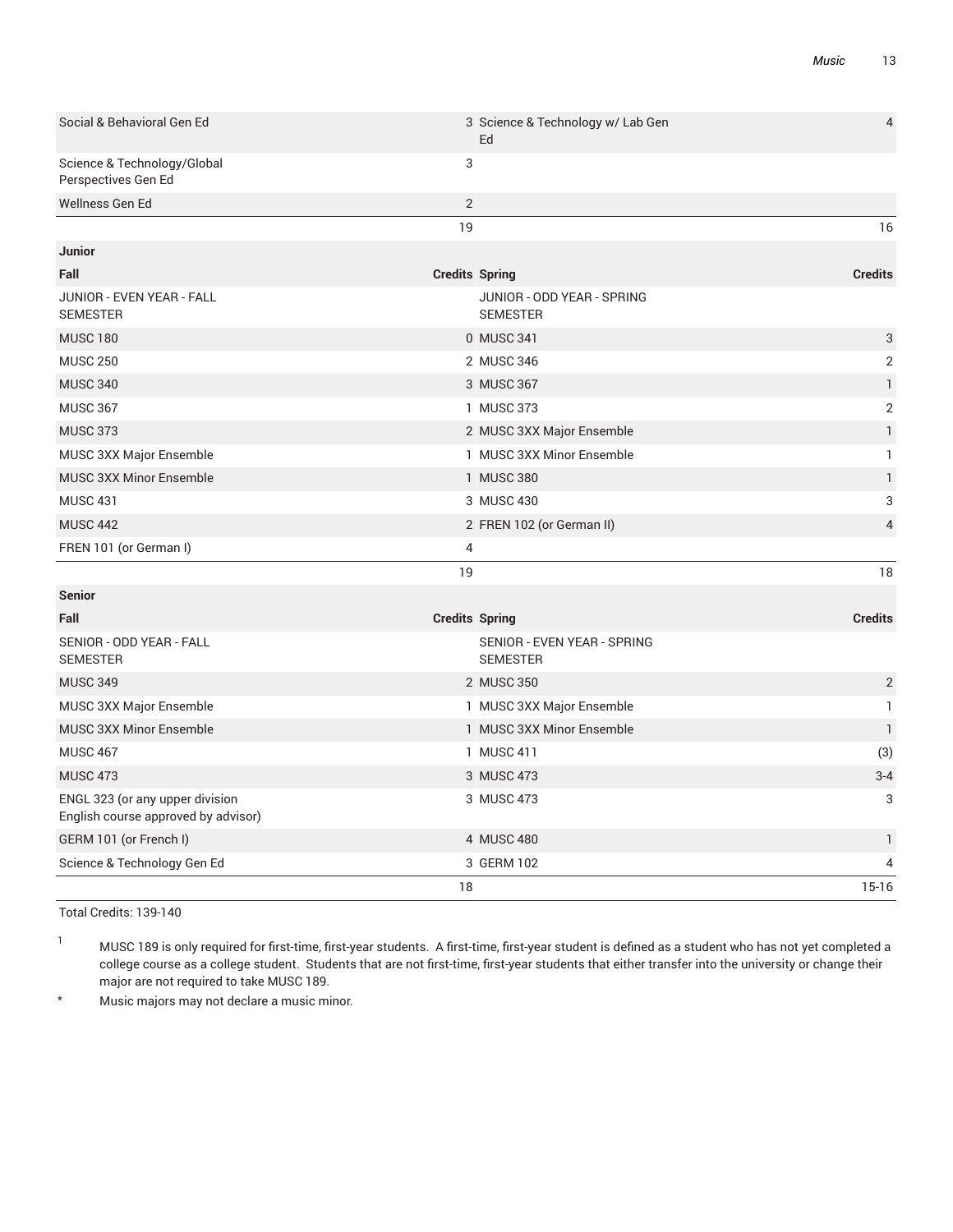| | | | |
|---|---|---|---|
| Social & Behavioral Gen Ed | 3 | Science & Technology w/ Lab Gen Ed | 4 |
| Science & Technology/Global Perspectives Gen Ed | 3 | | |
| Wellness Gen Ed | 2 | | |
| | 19 | | 16 |
| **Junior** | | | |
| **Fall** | **Credits** | **Spring** | **Credits** |
| JUNIOR - EVEN YEAR - FALL SEMESTER | | JUNIOR - ODD YEAR - SPRING SEMESTER | |
| MUSC 180 | 0 | MUSC 341 | 3 |
| MUSC 250 | 2 | MUSC 346 | 2 |
| MUSC 340 | 3 | MUSC 367 | 1 |
| MUSC 367 | 1 | MUSC 373 | 2 |
| MUSC 373 | 2 | MUSC 3XX Major Ensemble | 1 |
| MUSC 3XX Major Ensemble | 1 | MUSC 3XX Minor Ensemble | 1 |
| MUSC 3XX Minor Ensemble | 1 | MUSC 380 | 1 |
| MUSC 431 | 3 | MUSC 430 | 3 |
| MUSC 442 | 2 | FREN 102 (or German II) | 4 |
| FREN 101 (or German I) | 4 | | |
| | 19 | | 18 |
| **Senior** | | | |
| **Fall** | **Credits** | **Spring** | **Credits** |
| SENIOR - ODD YEAR - FALL SEMESTER | | SENIOR - EVEN YEAR - SPRING SEMESTER | |
| MUSC 349 | 2 | MUSC 350 | 2 |
| MUSC 3XX Major Ensemble | 1 | MUSC 3XX Major Ensemble | 1 |
| MUSC 3XX Minor Ensemble | 1 | MUSC 3XX Minor Ensemble | 1 |
| MUSC 467 | 1 | MUSC 411 | (3) |
| MUSC 473 | 3 | MUSC 473 | 3-4 |
| ENGL 323 (or any upper division English course approved by advisor) | 3 | MUSC 473 | 3 |
| GERM 101 (or French I) | 4 | MUSC 480 | 1 |
| Science & Technology Gen Ed | 3 | GERM 102 | 4 |
| | 18 | | 15-16 |

Total Credits: 139-140

1 MUSC 189 is only required for first-time, first-year students. A first-time, first-year student is defined as a student who has not yet completed a college course as a college student. Students that are not first-time, first-year students that either transfer into the university or change their major are not required to take MUSC 189.

* Music majors may not declare a music minor.